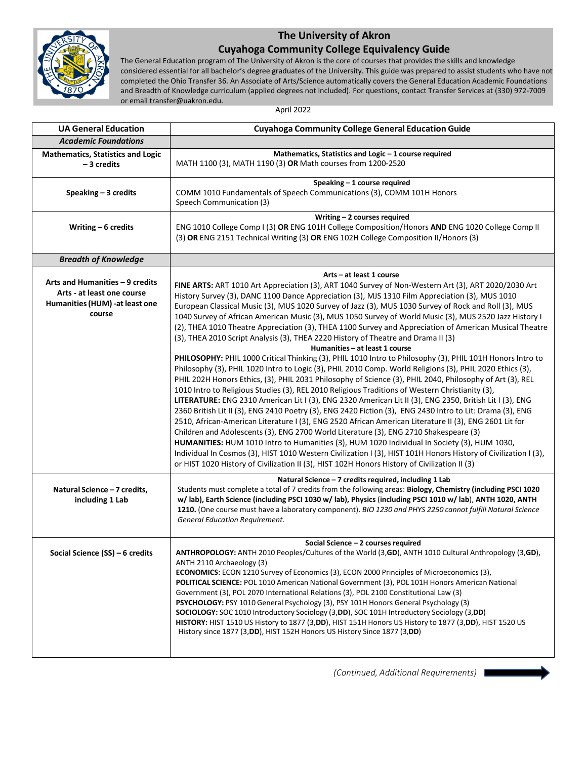# The University of Akron

## Cuyahoga Community College Equivalency Guide

The General Education program of The University of Akron is the core of courses that provides the skills and knowledge considered essential for all bachelor's degree graduates of the University. This guide was prepared to assist students who have not completed the Ohio Transfer 36. An Associate of Arts/Science automatically covers the General Education Academic Foundations and Breadth of Knowledge curriculum (applied degrees not included). For questions, contact Transfer Services at (330) 972-7009 or email transfer@uakron.edu.

April 2022

| UA General Education | Cuyahoga Community College General Education Guide |
|---|---|
| ***Academic Foundations*** | |
| **Mathematics, Statistics and Logic – 3 credits** | **Mathematics, Statistics and Logic – 1 course required**<br>MATH 1100 (3), MATH 1190 (3) **OR** Math courses from 1200-2520 |
| **Speaking – 3 credits** | **Speaking – 1 course required**<br>COMM 1010 Fundamentals of Speech Communications (3), COMM 101H Honors Speech Communication (3) |
| **Writing – 6 credits** | **Writing – 2 courses required**<br>ENG 1010 College Comp I (3) **OR** ENG 101H College Composition/Honors **AND** ENG 1020 College Comp II (3) **OR** ENG 2151 Technical Writing (3) **OR** ENG 102H College Composition II/Honors (3) |
| ***Breadth of Knowledge*** | |
| **Arts and Humanities – 9 credits**<br>**Arts - at least one course**<br>**Humanities (HUM) -at least one course** | **Arts – at least 1 course**<br>**FINE ARTS:** ART 1010 Art Appreciation (3), ART 1040 Survey of Non-Western Art (3), ART 2020/2030 Art History Survey (3), DANC 1100 Dance Appreciation (3), MJS 1310 Film Appreciation (3), MUS 1010 European Classical Music (3), MUS 1020 Survey of Jazz (3), MUS 1030 Survey of Rock and Roll (3), MUS 1040 Survey of African American Music (3), MUS 1050 Survey of World Music (3), MUS 2520 Jazz History I (2), THEA 1010 Theatre Appreciation (3), THEA 1100 Survey and Appreciation of American Musical Theatre (3), THEA 2010 Script Analysis (3), THEA 2220 History of Theatre and Drama II (3)<br>**Humanities – at least 1 course**<br>**PHILOSOPHY:** PHIL 1000 Critical Thinking (3), PHIL 1010 Intro to Philosophy (3), PHIL 101H Honors Intro to Philosophy (3), PHIL 1020 Intro to Logic (3), PHIL 2010 Comp. World Religions (3), PHIL 2020 Ethics (3), PHIL 202H Honors Ethics, (3), PHIL 2031 Philosophy of Science (3), PHIL 2040, Philosophy of Art (3), REL 1010 Intro to Religious Studies (3), REL 2010 Religious Traditions of Western Christianity (3),<br>**LITERATURE:** ENG 2310 American Lit I (3), ENG 2320 American Lit II (3), ENG 2350, British Lit I (3), ENG 2360 British Lit II (3), ENG 2410 Poetry (3), ENG 2420 Fiction (3), ENG 2430 Intro to Lit: Drama (3), ENG 2510, African-American Literature I (3), ENG 2520 African American Literature II (3), ENG 2601 Lit for Children and Adolescents (3), ENG 2700 World Literature (3), ENG 2710 Shakespeare (3)<br>**HUMANITIES:** HUM 1010 Intro to Humanities (3), HUM 1020 Individual In Society (3), HUM 1030, Individual In Cosmos (3), HIST 1010 Western Civilization I (3), HIST 101H Honors History of Civilization I (3), or HIST 1020 History of Civilization II (3), HIST 102H Honors History of Civilization II (3) |
| **Natural Science – 7 credits, including 1 Lab** | **Natural Science – 7 credits required, including 1 Lab**<br>Students must complete a total of 7 credits from the following areas: **Biology, Chemistry (including PSCI 1020 w/ lab), Earth Science (including PSCI 1030 w/ lab), Physics (including PSCI 1010 w/ lab), ANTH 1020, ANTH 1210.** (One course must have a laboratory component). *BIO 1230 and PHYS 2250 cannot fulfill Natural Science General Education Requirement.* |
| **Social Science (SS) – 6 credits** | **Social Science – 2 courses required**<br>**ANTHROPOLOGY:** ANTH 2010 Peoples/Cultures of the World (3,**GD**), ANTH 1010 Cultural Anthropology (3,**GD**), ANTH 2110 Archaeology (3)<br>**ECONOMICS**: ECON 1210 Survey of Economics (3), ECON 2000 Principles of Microeconomics (3),<br>**POLITICAL SCIENCE:** POL 1010 American National Government (3), POL 101H Honors American National Government (3), POL 2070 International Relations (3), POL 2100 Constitutional Law (3)<br>**PSYCHOLOGY:** PSY 1010 General Psychology (3), PSY 101H Honors General Psychology (3)<br>**SOCIOLOGY:** SOC 1010 Introductory Sociology (3,**DD**), SOC 101H Introductory Sociology (3,**DD**)<br>**HISTORY:** HIST 1510 US History to 1877 (3,**DD**), HIST 151H Honors US History to 1877 (3,**DD**), HIST 1520 US History since 1877 (3,**DD**), HIST 152H Honors US History Since 1877 (3,**DD**) |

*(Continued, Additional Requirements)*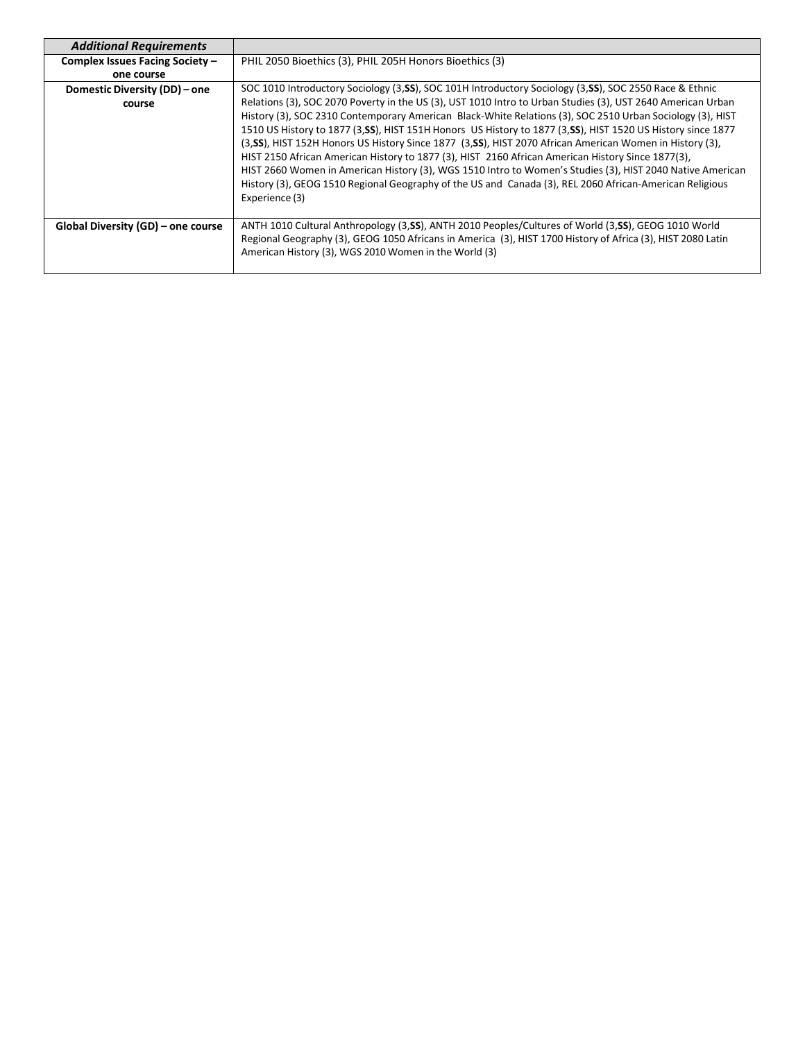| ***Additional Requirements*** | |
|---|---|
| **Complex Issues Facing Society – one course** | PHIL 2050 Bioethics (3), PHIL 205H Honors Bioethics (3) |
| **Domestic Diversity (DD) – one course** | SOC 1010 Introductory Sociology (3,**SS**), SOC 101H Introductory Sociology (3,**SS**), SOC 2550 Race & Ethnic Relations (3), SOC 2070 Poverty in the US (3), UST 1010 Intro to Urban Studies (3), UST 2640 American Urban History (3), SOC 2310 Contemporary American Black-White Relations (3), SOC 2510 Urban Sociology (3), HIST 1510 US History to 1877 (3,**SS**), HIST 151H Honors US History to 1877 (3,**SS**), HIST 1520 US History since 1877 (3,**SS**), HIST 152H Honors US History Since 1877 (3,**SS**), HIST 2070 African American Women in History (3), HIST 2150 African American History to 1877 (3), HIST 2160 African American History Since 1877(3), HIST 2660 Women in American History (3), WGS 1510 Intro to Women's Studies (3), HIST 2040 Native American History (3), GEOG 1510 Regional Geography of the US and Canada (3), REL 2060 African-American Religious Experience (3) |
| **Global Diversity (GD) – one course** | ANTH 1010 Cultural Anthropology (3,**SS**), ANTH 2010 Peoples/Cultures of World (3,**SS**), GEOG 1010 World Regional Geography (3), GEOG 1050 Africans in America (3), HIST 1700 History of Africa (3), HIST 2080 Latin American History (3), WGS 2010 Women in the World (3) |